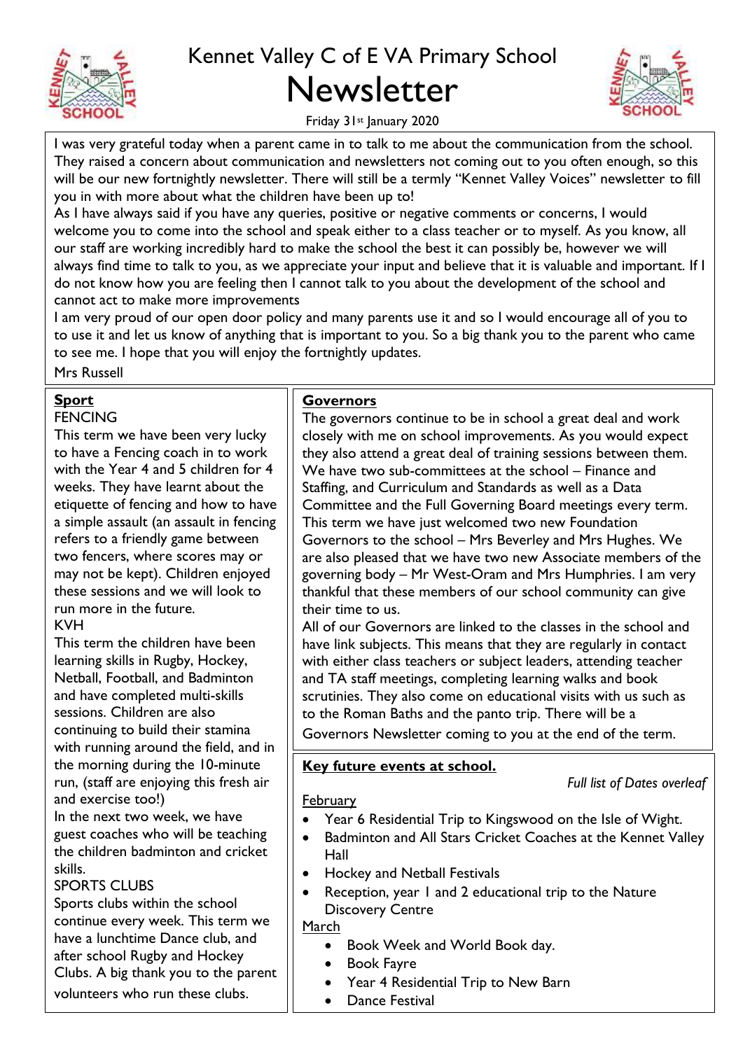# Kennet Valley C of E VA Primary School

# Newsletter

Friday 31st January 2020

I was very grateful today when a parent came in to talk to me about the communication from the school. They raised a concern about communication and newsletters not coming out to you often enough, so this will be our new fortnightly newsletter. There will still be a termly "Kennet Valley Voices" newsletter to fill you in with more about what the children have been up to!

As I have always said if you have any queries, positive or negative comments or concerns, I would welcome you to come into the school and speak either to a class teacher or to myself. As you know, all our staff are working incredibly hard to make the school the best it can possibly be, however we will always find time to talk to you, as we appreciate your input and believe that it is valuable and important. If I do not know how you are feeling then I cannot talk to you about the development of the school and cannot act to make more improvements

I am very proud of our open door policy and many parents use it and so I would encourage all of you to to use it and let us know of anything that is important to you. So a big thank you to the parent who came to see me. I hope that you will enjoy the fortnightly updates.

Mrs Russell

## Sport

FENCING

This term we have been very lucky to have a Fencing coach in to work with the Year 4 and 5 children for 4 weeks. They have learnt about the etiquette of fencing and how to have a simple assault (an assault in fencing refers to a friendly game between two fencers, where scores may or may not be kept). Children enjoyed these sessions and we will look to run more in the future.

KVH

This term the children have been learning skills in Rugby, Hockey, Netball, Football, and Badminton and have completed multi-skills sessions. Children are also continuing to build their stamina with running around the field, and in the morning during the 10-minute run, (staff are enjoying this fresh air and exercise too!)

In the next two week, we have guest coaches who will be teaching the children badminton and cricket skills.

SPORTS CLUBS

Sports clubs within the school continue every week. This term we have a lunchtime Dance club, and after school Rugby and Hockey Clubs. A big thank you to the parent volunteers who run these clubs.

## Governors

The governors continue to be in school a great deal and work closely with me on school improvements. As you would expect they also attend a great deal of training sessions between them. We have two sub-committees at the school – Finance and Staffing, and Curriculum and Standards as well as a Data Committee and the Full Governing Board meetings every term. This term we have just welcomed two new Foundation Governors to the school – Mrs Beverley and Mrs Hughes. We are also pleased that we have two new Associate members of the governing body – Mr West-Oram and Mrs Humphries. I am very thankful that these members of our school community can give their time to us.

All of our Governors are linked to the classes in the school and have link subjects. This means that they are regularly in contact with either class teachers or subject leaders, attending teacher and TA staff meetings, completing learning walks and book scrutinies. They also come on educational visits with us such as to the Roman Baths and the panto trip. There will be a Governors Newsletter coming to you at the end of the term.

## Key future events at school.

*Full list of Dates overleaf*

February

- Year 6 Residential Trip to Kingswood on the Isle of Wight.
- Badminton and All Stars Cricket Coaches at the Kennet Valley Hall
- Hockey and Netball Festivals
- Reception, year 1 and 2 educational trip to the Nature Discovery Centre

March

- Book Week and World Book day.
- Book Fayre
- Year 4 Residential Trip to New Barn
- Dance Festival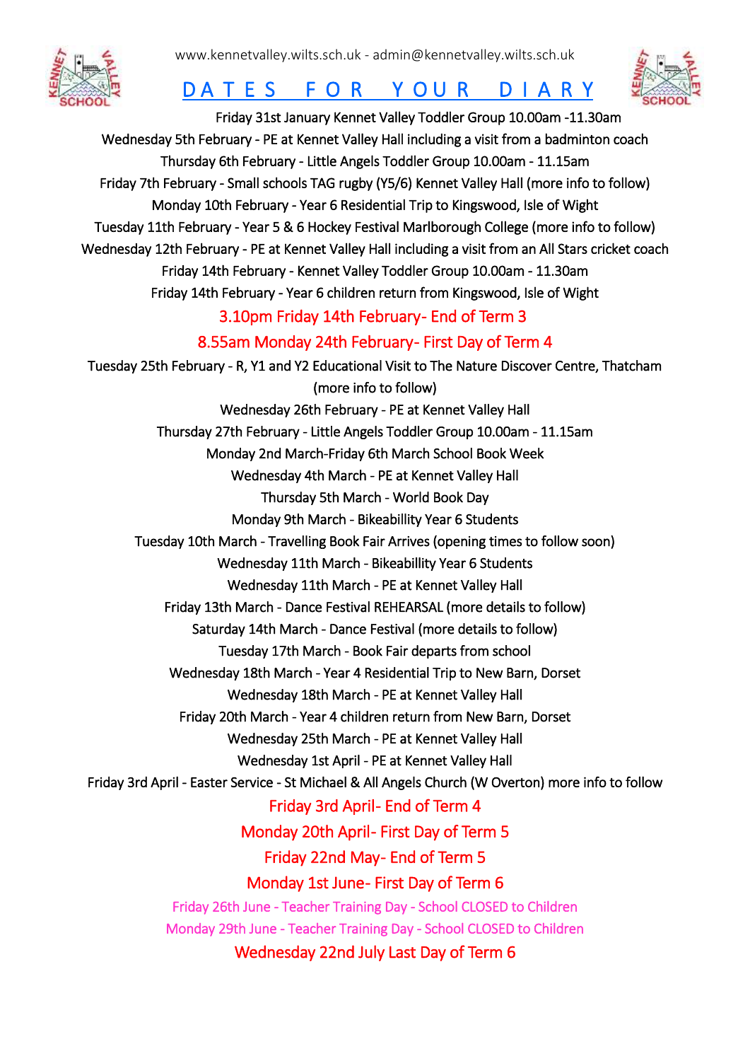www.kennetvalley.wilts.sch.uk - admin@kennetvalley.wilts.sch.uk

# DATES FOR YOUR DIARY

Friday 31st January Kennet Valley Toddler Group 10.00am -11.30am

Wednesday 5th February - PE at Kennet Valley Hall including a visit from a badminton coach

Thursday 6th February - Little Angels Toddler Group 10.00am - 11.15am

Friday 7th February - Small schools TAG rugby (Y5/6) Kennet Valley Hall (more info to follow)

Monday 10th February - Year 6 Residential Trip to Kingswood, Isle of Wight

Tuesday 11th February - Year 5 & 6 Hockey Festival Marlborough College (more info to follow)

Wednesday 12th February - PE at Kennet Valley Hall including a visit from an All Stars cricket coach

Friday 14th February - Kennet Valley Toddler Group 10.00am - 11.30am

Friday 14th February - Year 6 children return from Kingswood, Isle of Wight

3.10pm Friday 14th February- End of Term 3

8.55am Monday 24th February- First Day of Term 4

Tuesday 25th February - R, Y1 and Y2 Educational Visit to The Nature Discover Centre, Thatcham (more info to follow)

Wednesday 26th February - PE at Kennet Valley Hall

Thursday 27th February - Little Angels Toddler Group 10.00am - 11.15am

Monday 2nd March-Friday 6th March School Book Week

Wednesday 4th March - PE at Kennet Valley Hall

Thursday 5th March - World Book Day

Monday 9th March - Bikeabillity Year 6 Students

Tuesday 10th March - Travelling Book Fair Arrives (opening times to follow soon)

Wednesday 11th March - Bikeabillity Year 6 Students

Wednesday 11th March - PE at Kennet Valley Hall

Friday 13th March - Dance Festival REHEARSAL (more details to follow)

Saturday 14th March - Dance Festival (more details to follow)

Tuesday 17th March - Book Fair departs from school

Wednesday 18th March - Year 4 Residential Trip to New Barn, Dorset

Wednesday 18th March - PE at Kennet Valley Hall

Friday 20th March - Year 4 children return from New Barn, Dorset

Wednesday 25th March - PE at Kennet Valley Hall

Wednesday 1st April - PE at Kennet Valley Hall

Friday 3rd April - Easter Service - St Michael & All Angels Church (W Overton) more info to follow

Friday 3rd April- End of Term 4

Monday 20th April- First Day of Term 5

Friday 22nd May- End of Term 5

Monday 1st June- First Day of Term 6

Friday 26th June - Teacher Training Day - School CLOSED to Children

Monday 29th June - Teacher Training Day - School CLOSED to Children

Wednesday 22nd July Last Day of Term 6